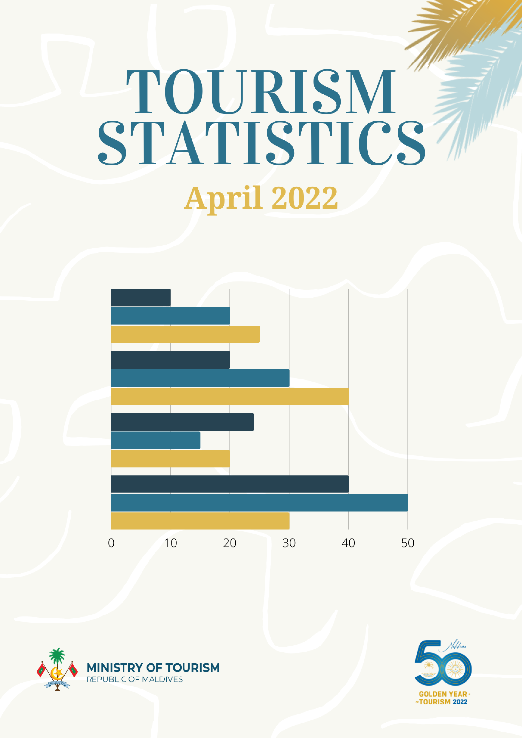# TOURISM STATISTICS

## April 2022

MINISTRY OF TOURISM
REPUBLIC OF MALDIVES

GOLDEN YEAR OF TOURISM 2022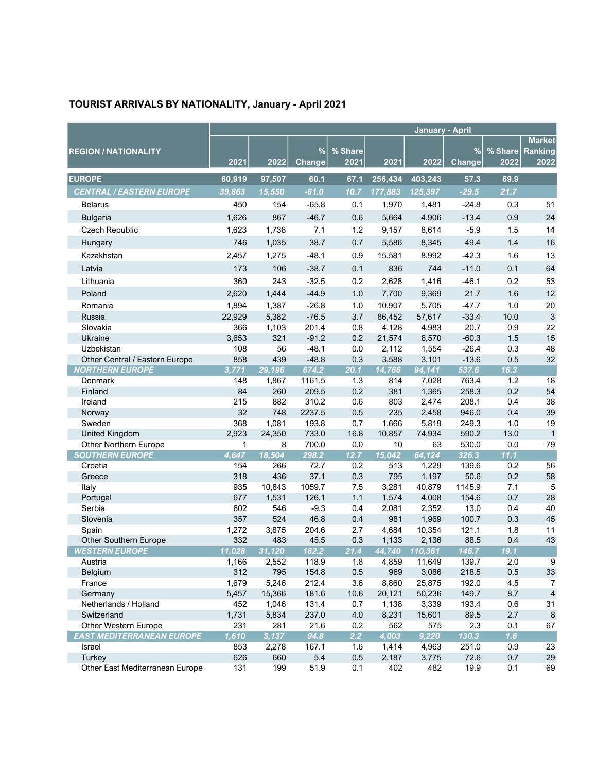## TOURIST ARRIVALS BY NATIONALITY, January - April 2021

| REGION / NATIONALITY | | | | | January - April | | | | |
|---|---|---|---|---|---|---|---|---|---|
| | 2021 | 2022 | % Change | % Share 2021 | 2021 | 2022 | % Change | % Share 2022 | Market Ranking 2022 |
| **EUROPE** | **60,919** | **97,507** | **60.1** | **67.1** | **256,434** | **403,243** | **57.3** | **69.9** | |
| ***CENTRAL / EASTERN EUROPE*** | ***39,863*** | ***15,550*** | ***-61.0*** | ***10.7*** | ***177,883*** | ***125,397*** | ***-29.5*** | ***21.7*** | |
| Belarus | 450 | 154 | -65.8 | 0.1 | 1,970 | 1,481 | -24.8 | 0.3 | 51 |
| Bulgaria | 1,626 | 867 | -46.7 | 0.6 | 5,664 | 4,906 | -13.4 | 0.9 | 24 |
| Czech Republic | 1,623 | 1,738 | 7.1 | 1.2 | 9,157 | 8,614 | -5.9 | 1.5 | 14 |
| Hungary | 746 | 1,035 | 38.7 | 0.7 | 5,586 | 8,345 | 49.4 | 1.4 | 16 |
| Kazakhstan | 2,457 | 1,275 | -48.1 | 0.9 | 15,581 | 8,992 | -42.3 | 1.6 | 13 |
| Latvia | 173 | 106 | -38.7 | 0.1 | 836 | 744 | -11.0 | 0.1 | 64 |
| Lithuania | 360 | 243 | -32.5 | 0.2 | 2,628 | 1,416 | -46.1 | 0.2 | 53 |
| Poland | 2,620 | 1,444 | -44.9 | 1.0 | 7,700 | 9,369 | 21.7 | 1.6 | 12 |
| Romania | 1,894 | 1,387 | -26.8 | 1.0 | 10,907 | 5,705 | -47.7 | 1.0 | 20 |
| Russia | 22,929 | 5,382 | -76.5 | 3.7 | 86,452 | 57,617 | -33.4 | 10.0 | 3 |
| Slovakia | 366 | 1,103 | 201.4 | 0.8 | 4,128 | 4,983 | 20.7 | 0.9 | 22 |
| Ukraine | 3,653 | 321 | -91.2 | 0.2 | 21,574 | 8,570 | -60.3 | 1.5 | 15 |
| Uzbekistan | 108 | 56 | -48.1 | 0.0 | 2,112 | 1,554 | -26.4 | 0.3 | 48 |
| Other Central / Eastern Europe | 858 | 439 | -48.8 | 0.3 | 3,588 | 3,101 | -13.6 | 0.5 | 32 |
| ***NORTHERN EUROPE*** | ***3,771*** | ***29,196*** | ***674.2*** | ***20.1*** | ***14,766*** | ***94,141*** | ***537.6*** | ***16.3*** | |
| Denmark | 148 | 1,867 | 1161.5 | 1.3 | 814 | 7,028 | 763.4 | 1.2 | 18 |
| Finland | 84 | 260 | 209.5 | 0.2 | 381 | 1,365 | 258.3 | 0.2 | 54 |
| Ireland | 215 | 882 | 310.2 | 0.6 | 803 | 2,474 | 208.1 | 0.4 | 38 |
| Norway | 32 | 748 | 2237.5 | 0.5 | 235 | 2,458 | 946.0 | 0.4 | 39 |
| Sweden | 368 | 1,081 | 193.8 | 0.7 | 1,666 | 5,819 | 249.3 | 1.0 | 19 |
| United Kingdom | 2,923 | 24,350 | 733.0 | 16.8 | 10,857 | 74,934 | 590.2 | 13.0 | 1 |
| Other Northern Europe | 1 | 8 | 700.0 | 0.0 | 10 | 63 | 530.0 | 0.0 | 79 |
| ***SOUTHERN EUROPE*** | ***4,647*** | ***18,504*** | ***298.2*** | ***12.7*** | ***15,042*** | ***64,124*** | ***326.3*** | ***11.1*** | |
| Croatia | 154 | 266 | 72.7 | 0.2 | 513 | 1,229 | 139.6 | 0.2 | 56 |
| Greece | 318 | 436 | 37.1 | 0.3 | 795 | 1,197 | 50.6 | 0.2 | 58 |
| Italy | 935 | 10,843 | 1059.7 | 7.5 | 3,281 | 40,879 | 1145.9 | 7.1 | 5 |
| Portugal | 677 | 1,531 | 126.1 | 1.1 | 1,574 | 4,008 | 154.6 | 0.7 | 28 |
| Serbia | 602 | 546 | -9.3 | 0.4 | 2,081 | 2,352 | 13.0 | 0.4 | 40 |
| Slovenia | 357 | 524 | 46.8 | 0.4 | 981 | 1,969 | 100.7 | 0.3 | 45 |
| Spain | 1,272 | 3,875 | 204.6 | 2.7 | 4,684 | 10,354 | 121.1 | 1.8 | 11 |
| Other Southern Europe | 332 | 483 | 45.5 | 0.3 | 1,133 | 2,136 | 88.5 | 0.4 | 43 |
| ***WESTERN EUROPE*** | ***11,028*** | ***31,120*** | ***182.2*** | ***21.4*** | ***44,740*** | ***110,361*** | ***146.7*** | ***19.1*** | |
| Austria | 1,166 | 2,552 | 118.9 | 1.8 | 4,859 | 11,649 | 139.7 | 2.0 | 9 |
| Belgium | 312 | 795 | 154.8 | 0.5 | 969 | 3,086 | 218.5 | 0.5 | 33 |
| France | 1,679 | 5,246 | 212.4 | 3.6 | 8,860 | 25,875 | 192.0 | 4.5 | 7 |
| Germany | 5,457 | 15,366 | 181.6 | 10.6 | 20,121 | 50,236 | 149.7 | 8.7 | 4 |
| Netherlands / Holland | 452 | 1,046 | 131.4 | 0.7 | 1,138 | 3,339 | 193.4 | 0.6 | 31 |
| Switzerland | 1,731 | 5,834 | 237.0 | 4.0 | 8,231 | 15,601 | 89.5 | 2.7 | 8 |
| Other Western Europe | 231 | 281 | 21.6 | 0.2 | 562 | 575 | 2.3 | 0.1 | 67 |
| ***EAST MEDITERRANEAN EUROPE*** | ***1,610*** | ***3,137*** | ***94.8*** | ***2.2*** | ***4,003*** | ***9,220*** | ***130.3*** | ***1.6*** | |
| Israel | 853 | 2,278 | 167.1 | 1.6 | 1,414 | 4,963 | 251.0 | 0.9 | 23 |
| Turkey | 626 | 660 | 5.4 | 0.5 | 2,187 | 3,775 | 72.6 | 0.7 | 29 |
| Other East Mediterranean Europe | 131 | 199 | 51.9 | 0.1 | 402 | 482 | 19.9 | 0.1 | 69 |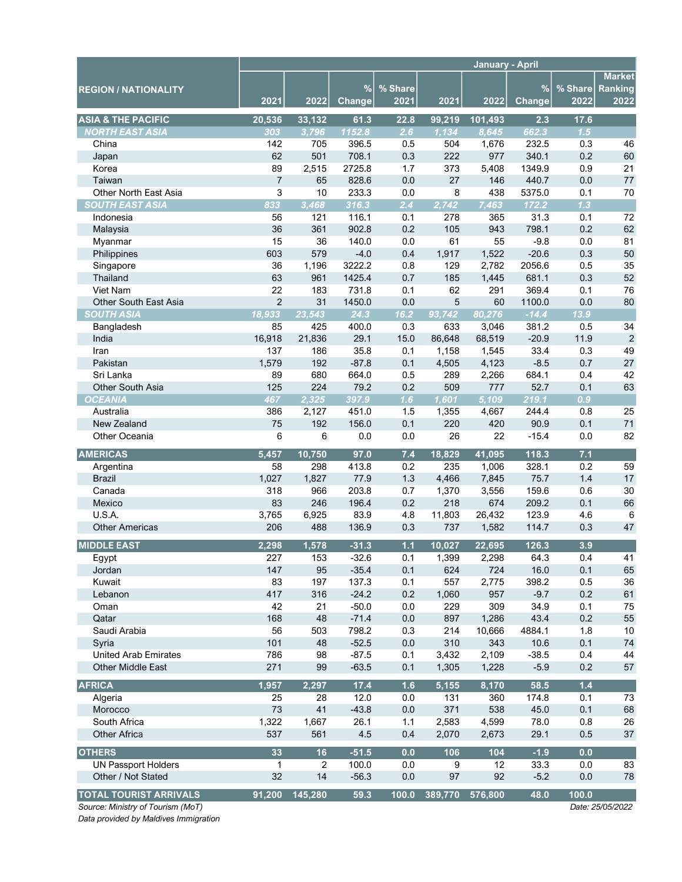| REGION / NATIONALITY | | | | | January - April | | | | |
|---|---|---|---|---|---|---|---|---|---|
| | 2021 | 2022 | % Change | % Share 2021 | 2021 | 2022 | % Change | % Share 2022 | Market Ranking 2022 |
| **ASIA & THE PACIFIC** | **20,536** | **33,132** | **61.3** | **22.8** | **99,219** | **101,493** | **2.3** | **17.6** | |
| ***NORTH EAST ASIA*** | *303* | *3,796* | *1152.8* | *2.6* | *1,134* | *8,645* | *662.3* | *1.5* | |
| China | 142 | 705 | 396.5 | 0.5 | 504 | 1,676 | 232.5 | 0.3 | 46 |
| Japan | 62 | 501 | 708.1 | 0.3 | 222 | 977 | 340.1 | 0.2 | 60 |
| Korea | 89 | 2,515 | 2725.8 | 1.7 | 373 | 5,408 | 1349.9 | 0.9 | 21 |
| Taiwan | 7 | 65 | 828.6 | 0.0 | 27 | 146 | 440.7 | 0.0 | 77 |
| Other North East Asia | 3 | 10 | 233.3 | 0.0 | 8 | 438 | 5375.0 | 0.1 | 70 |
| ***SOUTH EAST ASIA*** | *833* | *3,468* | *316.3* | *2.4* | *2,742* | *7,463* | *172.2* | *1.3* | |
| Indonesia | 56 | 121 | 116.1 | 0.1 | 278 | 365 | 31.3 | 0.1 | 72 |
| Malaysia | 36 | 361 | 902.8 | 0.2 | 105 | 943 | 798.1 | 0.2 | 62 |
| Myanmar | 15 | 36 | 140.0 | 0.0 | 61 | 55 | -9.8 | 0.0 | 81 |
| Philippines | 603 | 579 | -4.0 | 0.4 | 1,917 | 1,522 | -20.6 | 0.3 | 50 |
| Singapore | 36 | 1,196 | 3222.2 | 0.8 | 129 | 2,782 | 2056.6 | 0.5 | 35 |
| Thailand | 63 | 961 | 1425.4 | 0.7 | 185 | 1,445 | 681.1 | 0.3 | 52 |
| Viet Nam | 22 | 183 | 731.8 | 0.1 | 62 | 291 | 369.4 | 0.1 | 76 |
| Other South East Asia | 2 | 31 | 1450.0 | 0.0 | 5 | 60 | 1100.0 | 0.0 | 80 |
| ***SOUTH ASIA*** | *18,933* | *23,543* | *24.3* | *16.2* | *93,742* | *80,276* | *-14.4* | *13.9* | |
| Bangladesh | 85 | 425 | 400.0 | 0.3 | 633 | 3,046 | 381.2 | 0.5 | 34 |
| India | 16,918 | 21,836 | 29.1 | 15.0 | 86,648 | 68,519 | -20.9 | 11.9 | 2 |
| Iran | 137 | 186 | 35.8 | 0.1 | 1,158 | 1,545 | 33.4 | 0.3 | 49 |
| Pakistan | 1,579 | 192 | -87.8 | 0.1 | 4,505 | 4,123 | -8.5 | 0.7 | 27 |
| Sri Lanka | 89 | 680 | 664.0 | 0.5 | 289 | 2,266 | 684.1 | 0.4 | 42 |
| Other South Asia | 125 | 224 | 79.2 | 0.2 | 509 | 777 | 52.7 | 0.1 | 63 |
| ***OCEANIA*** | *467* | *2,325* | *397.9* | *1.6* | *1,601* | *5,109* | *219.1* | *0.9* | |
| Australia | 386 | 2,127 | 451.0 | 1.5 | 1,355 | 4,667 | 244.4 | 0.8 | 25 |
| New Zealand | 75 | 192 | 156.0 | 0.1 | 220 | 420 | 90.9 | 0.1 | 71 |
| Other Oceania | 6 | 6 | 0.0 | 0.0 | 26 | 22 | -15.4 | 0.0 | 82 |
| **AMERICAS** | **5,457** | **10,750** | **97.0** | **7.4** | **18,829** | **41,095** | **118.3** | **7.1** | |
| Argentina | 58 | 298 | 413.8 | 0.2 | 235 | 1,006 | 328.1 | 0.2 | 59 |
| Brazil | 1,027 | 1,827 | 77.9 | 1.3 | 4,466 | 7,845 | 75.7 | 1.4 | 17 |
| Canada | 318 | 966 | 203.8 | 0.7 | 1,370 | 3,556 | 159.6 | 0.6 | 30 |
| Mexico | 83 | 246 | 196.4 | 0.2 | 218 | 674 | 209.2 | 0.1 | 66 |
| U.S.A. | 3,765 | 6,925 | 83.9 | 4.8 | 11,803 | 26,432 | 123.9 | 4.6 | 6 |
| Other Americas | 206 | 488 | 136.9 | 0.3 | 737 | 1,582 | 114.7 | 0.3 | 47 |
| **MIDDLE EAST** | **2,298** | **1,578** | **-31.3** | **1.1** | **10,027** | **22,695** | **126.3** | **3.9** | |
| Egypt | 227 | 153 | -32.6 | 0.1 | 1,399 | 2,298 | 64.3 | 0.4 | 41 |
| Jordan | 147 | 95 | -35.4 | 0.1 | 624 | 724 | 16.0 | 0.1 | 65 |
| Kuwait | 83 | 197 | 137.3 | 0.1 | 557 | 2,775 | 398.2 | 0.5 | 36 |
| Lebanon | 417 | 316 | -24.2 | 0.2 | 1,060 | 957 | -9.7 | 0.2 | 61 |
| Oman | 42 | 21 | -50.0 | 0.0 | 229 | 309 | 34.9 | 0.1 | 75 |
| Qatar | 168 | 48 | -71.4 | 0.0 | 897 | 1,286 | 43.4 | 0.2 | 55 |
| Saudi Arabia | 56 | 503 | 798.2 | 0.3 | 214 | 10,666 | 4884.1 | 1.8 | 10 |
| Syria | 101 | 48 | -52.5 | 0.0 | 310 | 343 | 10.6 | 0.1 | 74 |
| United Arab Emirates | 786 | 98 | -87.5 | 0.1 | 3,432 | 2,109 | -38.5 | 0.4 | 44 |
| Other Middle East | 271 | 99 | -63.5 | 0.1 | 1,305 | 1,228 | -5.9 | 0.2 | 57 |
| **AFRICA** | **1,957** | **2,297** | **17.4** | **1.6** | **5,155** | **8,170** | **58.5** | **1.4** | |
| Algeria | 25 | 28 | 12.0 | 0.0 | 131 | 360 | 174.8 | 0.1 | 73 |
| Morocco | 73 | 41 | -43.8 | 0.0 | 371 | 538 | 45.0 | 0.1 | 68 |
| South Africa | 1,322 | 1,667 | 26.1 | 1.1 | 2,583 | 4,599 | 78.0 | 0.8 | 26 |
| Other Africa | 537 | 561 | 4.5 | 0.4 | 2,070 | 2,673 | 29.1 | 0.5 | 37 |
| **OTHERS** | **33** | **16** | **-51.5** | **0.0** | **106** | **104** | **-1.9** | **0.0** | |
| UN Passport Holders | 1 | 2 | 100.0 | 0.0 | 9 | 12 | 33.3 | 0.0 | 83 |
| Other / Not Stated | 32 | 14 | -56.3 | 0.0 | 97 | 92 | -5.2 | 0.0 | 78 |
| **TOTAL TOURIST ARRIVALS** | **91,200** | **145,280** | **59.3** | **100.0** | **389,770** | **576,800** | **48.0** | **100.0** | |

*Source: Ministry of Tourism (MoT)*

*Data provided by Maldives Immigration*

*Date: 25/05/2022*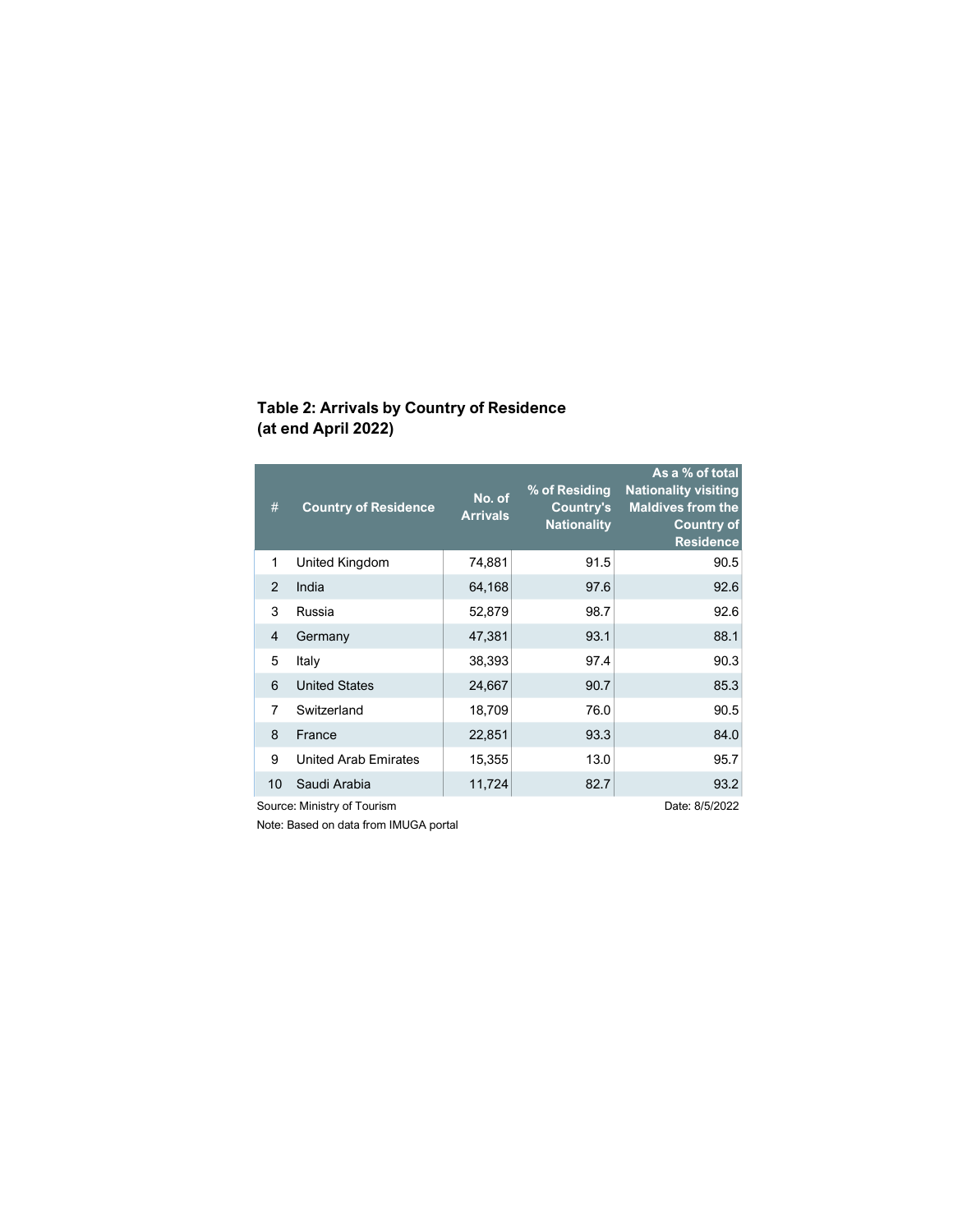## Table 2: Arrivals by Country of Residence (at end April 2022)

| # | Country of Residence | No. of Arrivals | % of Residing Country's Nationality | As a % of total Nationality visiting Maldives from the Country of Residence |
|---|---|---|---|---|
| 1 | United Kingdom | 74,881 | 91.5 | 90.5 |
| 2 | India | 64,168 | 97.6 | 92.6 |
| 3 | Russia | 52,879 | 98.7 | 92.6 |
| 4 | Germany | 47,381 | 93.1 | 88.1 |
| 5 | Italy | 38,393 | 97.4 | 90.3 |
| 6 | United States | 24,667 | 90.7 | 85.3 |
| 7 | Switzerland | 18,709 | 76.0 | 90.5 |
| 8 | France | 22,851 | 93.3 | 84.0 |
| 9 | United Arab Emirates | 15,355 | 13.0 | 95.7 |
| 10 | Saudi Arabia | 11,724 | 82.7 | 93.2 |

Source: Ministry of Tourism

Date: 8/5/2022

Note: Based on data from IMUGA portal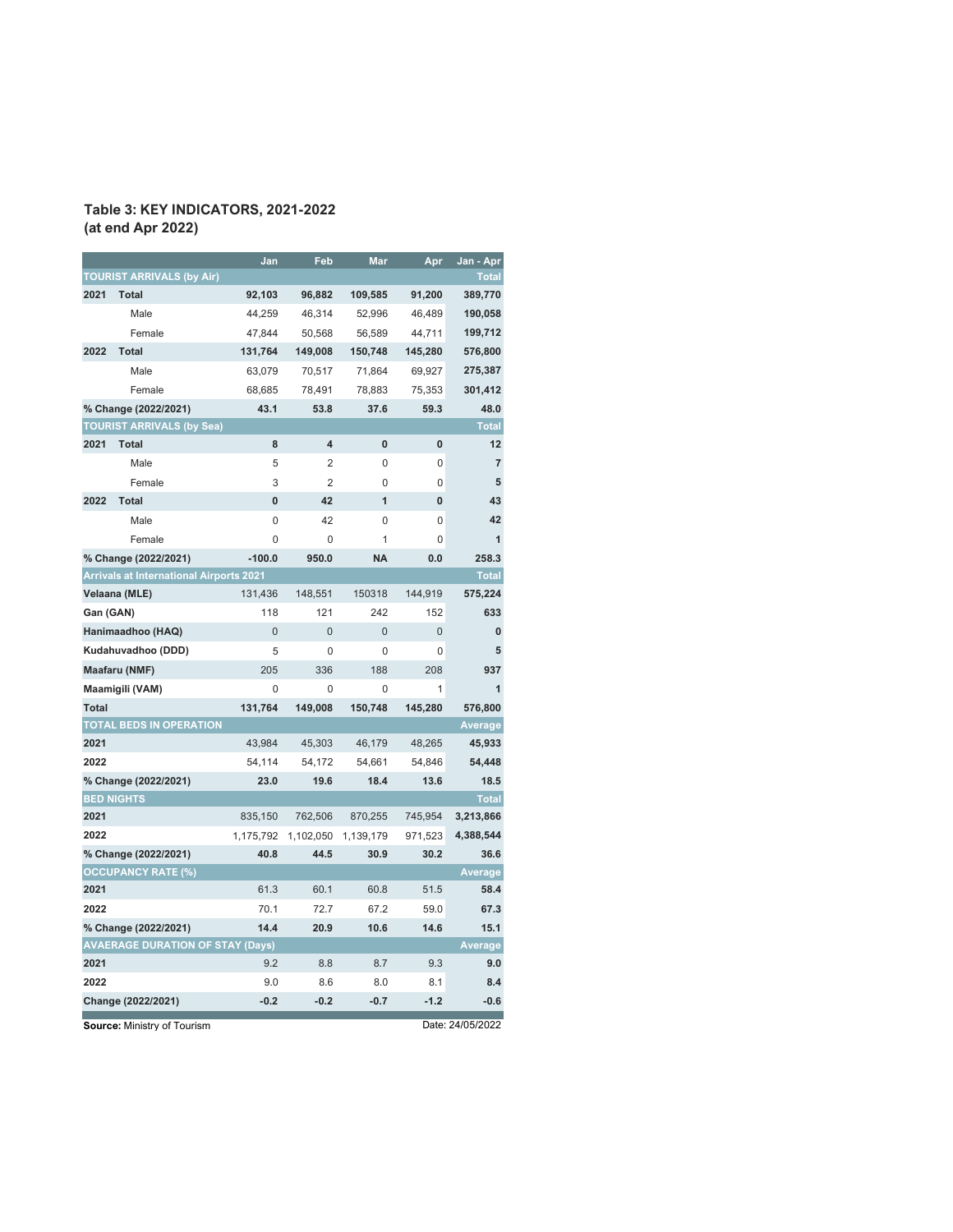# Table 3: KEY INDICATORS, 2021-2022
## (at end Apr 2022)

| | | Jan | Feb | Mar | Apr | Jan - Apr |
|---|---|---|---|---|---|---|
| **TOURIST ARRIVALS (by Air)** | | | | | | **Total** |
| **2021** | **Total** | **92,103** | **96,882** | **109,585** | **91,200** | **389,770** |
| | Male | 44,259 | 46,314 | 52,996 | 46,489 | **190,058** |
| | Female | 47,844 | 50,568 | 56,589 | 44,711 | **199,712** |
| **2022** | **Total** | **131,764** | **149,008** | **150,748** | **145,280** | **576,800** |
| | Male | 63,079 | 70,517 | 71,864 | 69,927 | **275,387** |
| | Female | 68,685 | 78,491 | 78,883 | 75,353 | **301,412** |
| **% Change (2022/2021)** | | **43.1** | **53.8** | **37.6** | **59.3** | **48.0** |
| **TOURIST ARRIVALS (by Sea)** | | | | | | **Total** |
| **2021** | **Total** | **8** | **4** | **0** | **0** | **12** |
| | Male | 5 | 2 | 0 | 0 | **7** |
| | Female | 3 | 2 | 0 | 0 | **5** |
| **2022** | **Total** | **0** | **42** | **1** | **0** | **43** |
| | Male | 0 | 42 | 0 | 0 | **42** |
| | Female | 0 | 0 | 1 | 0 | **1** |
| **% Change (2022/2021)** | | **-100.0** | **950.0** | **NA** | **0.0** | **258.3** |
| **Arrivals at International Airports 2021** | | | | | | **Total** |
| **Velaana (MLE)** | | 131,436 | 148,551 | 150318 | 144,919 | **575,224** |
| **Gan (GAN)** | | 118 | 121 | 242 | 152 | **633** |
| **Hanimaadhoo (HAQ)** | | 0 | 0 | 0 | 0 | **0** |
| **Kudahuvadhoo (DDD)** | | 5 | 0 | 0 | 0 | **5** |
| **Maafaru (NMF)** | | 205 | 336 | 188 | 208 | **937** |
| **Maamigili (VAM)** | | 0 | 0 | 0 | 1 | **1** |
| **Total** | | **131,764** | **149,008** | **150,748** | **145,280** | **576,800** |
| **TOTAL BEDS IN OPERATION** | | | | | | **Average** |
| **2021** | | 43,984 | 45,303 | 46,179 | 48,265 | **45,933** |
| **2022** | | 54,114 | 54,172 | 54,661 | 54,846 | **54,448** |
| **% Change (2022/2021)** | | **23.0** | **19.6** | **18.4** | **13.6** | **18.5** |
| **BED NIGHTS** | | | | | | **Total** |
| **2021** | | 835,150 | 762,506 | 870,255 | 745,954 | **3,213,866** |
| **2022** | | 1,175,792 | 1,102,050 | 1,139,179 | 971,523 | **4,388,544** |
| **% Change (2022/2021)** | | **40.8** | **44.5** | **30.9** | **30.2** | **36.6** |
| **OCCUPANCY RATE (%)** | | | | | | **Average** |
| **2021** | | 61.3 | 60.1 | 60.8 | 51.5 | **58.4** |
| **2022** | | 70.1 | 72.7 | 67.2 | 59.0 | **67.3** |
| **% Change (2022/2021)** | | **14.4** | **20.9** | **10.6** | **14.6** | **15.1** |
| **AVAERAGE DURATION OF STAY (Days)** | | | | | | **Average** |
| **2021** | | 9.2 | 8.8 | 8.7 | 9.3 | **9.0** |
| **2022** | | 9.0 | 8.6 | 8.0 | 8.1 | **8.4** |
| **Change (2022/2021)** | | **-0.2** | **-0.2** | **-0.7** | **-1.2** | **-0.6** |

**Source:** Ministry of Tourism

Date: 24/05/2022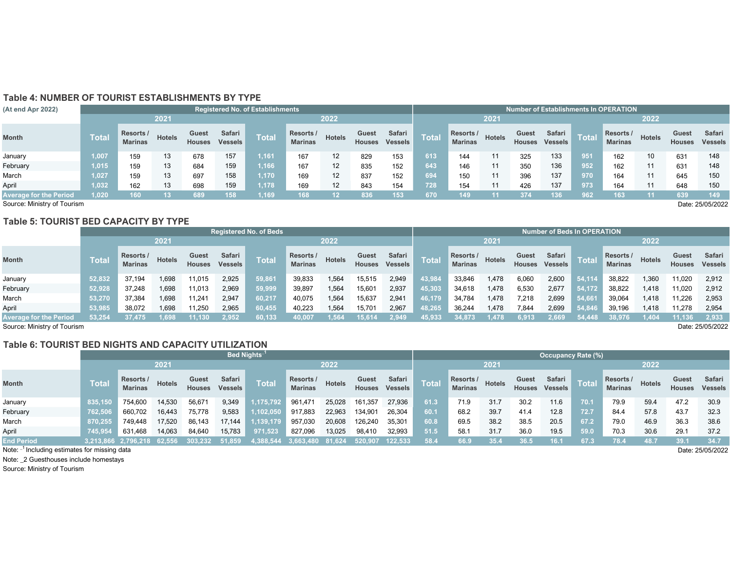## Table 4: NUMBER OF TOURIST ESTABLISHMENTS BY TYPE

(At end Apr 2022)

| | Registered No. of Establishments | | | | | | | | | | Number of Establishments In OPERATION | | | | | | | | | |
|---|---|---|---|---|---|---|---|---|---|---|---|---|---|---|---|---|---|---|---|---|
| | 2021 | | | | | 2022 | | | | | 2021 | | | | | 2022 | | | | |
| Month | Total | Resorts / Marinas | Hotels | Guest Houses | Safari Vessels | Total | Resorts / Marinas | Hotels | Guest Houses | Safari Vessels | Total | Resorts / Marinas | Hotels | Guest Houses | Safari Vessels | Total | Resorts / Marinas | Hotels | Guest Houses | Safari Vessels |
| January | 1,007 | 159 | 13 | 678 | 157 | 1,161 | 167 | 12 | 829 | 153 | 613 | 144 | 11 | 325 | 133 | 951 | 162 | 10 | 631 | 148 |
| February | 1,015 | 159 | 13 | 684 | 159 | 1,166 | 167 | 12 | 835 | 152 | 643 | 146 | 11 | 350 | 136 | 952 | 162 | 11 | 631 | 148 |
| March | 1,027 | 159 | 13 | 697 | 158 | 1,170 | 169 | 12 | 837 | 152 | 694 | 150 | 11 | 396 | 137 | 970 | 164 | 11 | 645 | 150 |
| April | 1,032 | 162 | 13 | 698 | 159 | 1,178 | 169 | 12 | 843 | 154 | 728 | 154 | 11 | 426 | 137 | 973 | 164 | 11 | 648 | 150 |
| Average for the Period | 1,020 | 160 | 13 | 689 | 158 | 1,169 | 168 | 12 | 836 | 153 | 670 | 149 | 11 | 374 | 136 | 962 | 163 | 11 | 639 | 149 |

Source: Ministry of Tourism

Date: 25/05/2022

## Table 5: TOURIST BED CAPACITY BY TYPE

| | Registered No. of Beds | | | | | | | | | | Number of Beds In OPERATION | | | | | | | | | |
|---|---|---|---|---|---|---|---|---|---|---|---|---|---|---|---|---|---|---|---|---|
| | 2021 | | | | | 2022 | | | | | 2021 | | | | | 2022 | | | | |
| Month | Total | Resorts / Marinas | Hotels | Guest Houses | Safari Vessels | Total | Resorts / Marinas | Hotels | Guest Houses | Safari Vessels | Total | Resorts / Marinas | Hotels | Guest Houses | Safari Vessels | Total | Resorts / Marinas | Hotels | Guest Houses | Safari Vessels |
| January | 52,832 | 37,194 | 1,698 | 11,015 | 2,925 | 59,861 | 39,833 | 1,564 | 15,515 | 2,949 | 43,984 | 33,846 | 1,478 | 6,060 | 2,600 | 54,114 | 38,822 | 1,360 | 11,020 | 2,912 |
| February | 52,928 | 37,248 | 1,698 | 11,013 | 2,969 | 59,999 | 39,897 | 1,564 | 15,601 | 2,937 | 45,303 | 34,618 | 1,478 | 6,530 | 2,677 | 54,172 | 38,822 | 1,418 | 11,020 | 2,912 |
| March | 53,270 | 37,384 | 1,698 | 11,241 | 2,947 | 60,217 | 40,075 | 1,564 | 15,637 | 2,941 | 46,179 | 34,784 | 1,478 | 7,218 | 2,699 | 54,661 | 39,064 | 1,418 | 11,226 | 2,953 |
| April | 53,985 | 38,072 | 1,698 | 11,250 | 2,965 | 60,455 | 40,223 | 1,564 | 15,701 | 2,967 | 48,265 | 36,244 | 1,478 | 7,844 | 2,699 | 54,846 | 39,196 | 1,418 | 11,278 | 2,954 |
| Average for the Period | 53,254 | 37,475 | 1,698 | 11,130 | 2,952 | 60,133 | 40,007 | 1,564 | 15,614 | 2,949 | 45,933 | 34,873 | 1,478 | 6,913 | 2,669 | 54,448 | 38,976 | 1,404 | 11,136 | 2,933 |

Source: Ministry of Tourism

Date: 25/05/2022

## Table 6: TOURIST BED NIGHTS AND CAPACITY UTILIZATION

| | Bed Nights [1] | | | | | | | | | | Occupancy Rate (%) | | | | | | | | | |
|---|---|---|---|---|---|---|---|---|---|---|---|---|---|---|---|---|---|---|---|---|
| | 2021 | | | | | 2022 | | | | | 2021 | | | | | 2022 | | | | |
| Month | Total | Resorts / Marinas | Hotels | Guest Houses | Safari Vessels | Total | Resorts / Marinas | Hotels | Guest Houses | Safari Vessels | Total | Resorts / Marinas | Hotels | Guest Houses | Safari Vessels | Total | Resorts / Marinas | Hotels | Guest Houses | Safari Vessels |
| January | 835,150 | 754,600 | 14,530 | 56,671 | 9,349 | 1,175,792 | 961,471 | 25,028 | 161,357 | 27,936 | 61.3 | 71.9 | 31.7 | 30.2 | 11.6 | 70.1 | 79.9 | 59.4 | 47.2 | 30.9 |
| February | 762,506 | 660,702 | 16,443 | 75,778 | 9,583 | 1,102,050 | 917,883 | 22,963 | 134,901 | 26,304 | 60.1 | 68.2 | 39.7 | 41.4 | 12.8 | 72.7 | 84.4 | 57.8 | 43.7 | 32.3 |
| March | 870,255 | 749,448 | 17,520 | 86,143 | 17,144 | 1,139,179 | 957,030 | 20,608 | 126,240 | 35,301 | 60.8 | 69.5 | 38.2 | 38.5 | 20.5 | 67.2 | 79.0 | 46.9 | 36.3 | 38.6 |
| April | 745,954 | 631,468 | 14,063 | 84,640 | 15,783 | 971,523 | 827,096 | 13,025 | 98,410 | 32,993 | 51.5 | 58.1 | 31.7 | 36.0 | 19.5 | 59.0 | 70.3 | 30.6 | 29.1 | 37.2 |
| End Period | 3,213,866 | 2,796,218 | 62,556 | 303,232 | 51,859 | 4,388,544 | 3,663,480 | 81,624 | 520,907 | 122,533 | 58.4 | 66.9 | 35.4 | 36.5 | 16.1 | 67.3 | 78.4 | 48.7 | 39.1 | 34.7 |

Note: [1] Including estimates for missing data

Note: _2 Guesthouses include homestays

Source: Ministry of Tourism

Date: 25/05/2022